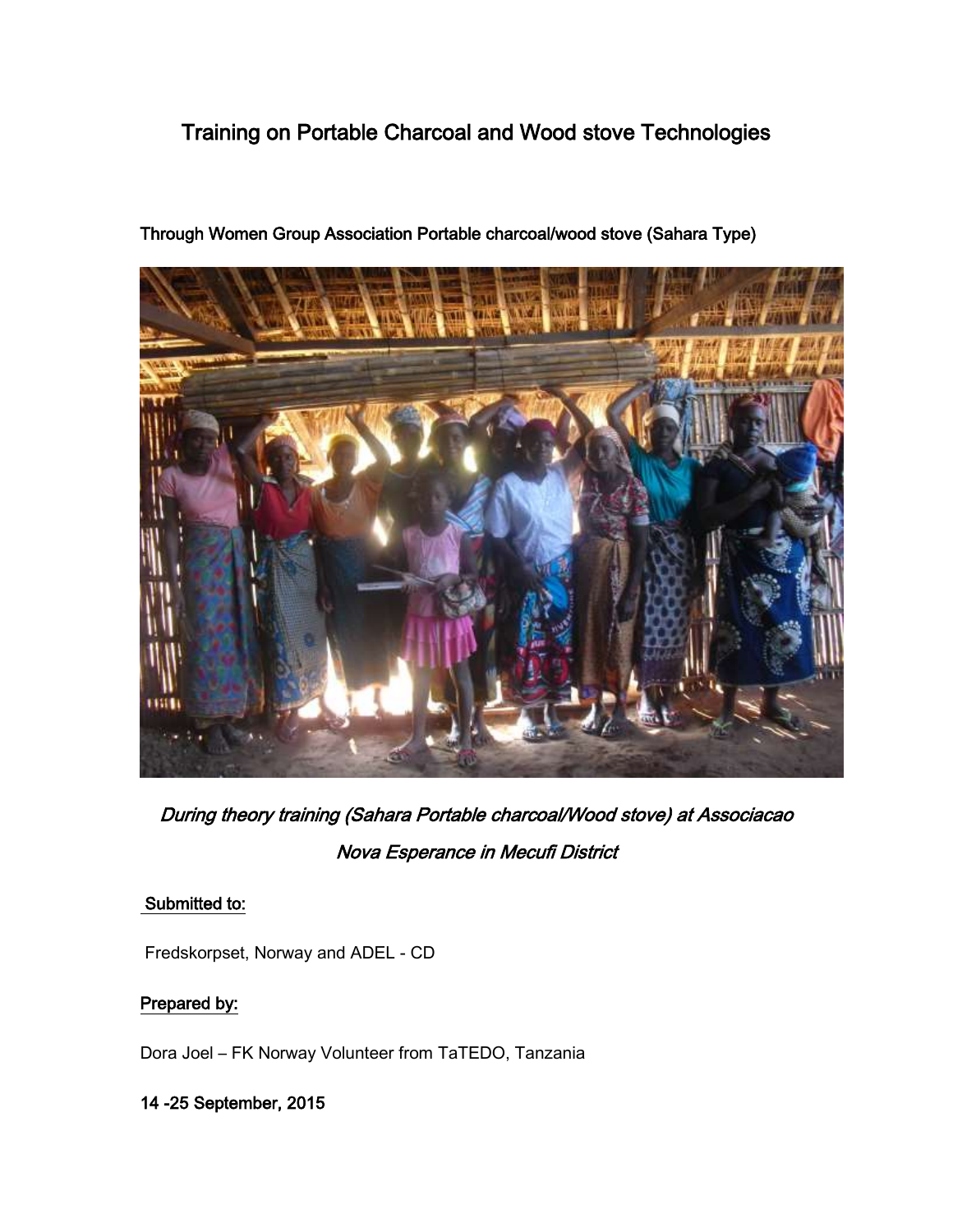# Training on Portable Charcoal and Wood stove Technologies

Through Women Group Association Portable charcoal/wood stove (Sahara Type)

*During theory training (Sahara Portable charcoal/Wood stove) at Associacao Nova Esperance in Mecufi District*

Submitted to:

Fredskorpset, Norway and ADEL - CD

Prepared by:

Dora Joel – FK Norway Volunteer from TaTEDO, Tanzania

**14 -25 September, 2015**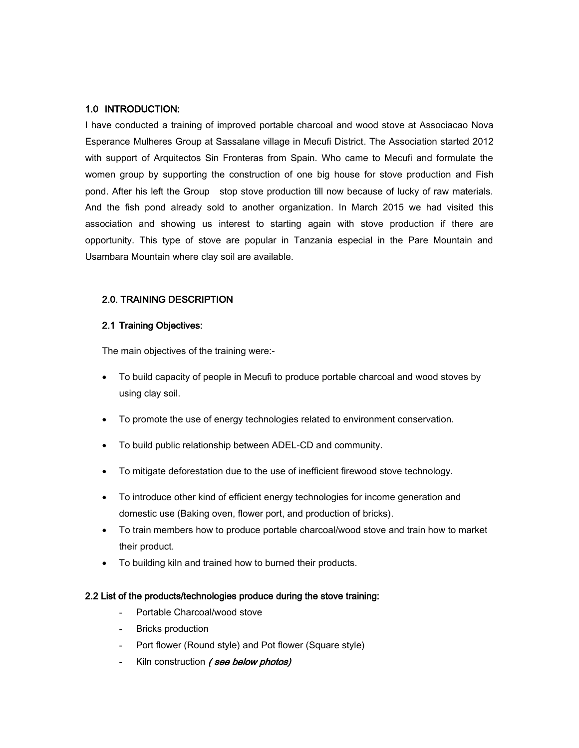## 1.0 INTRODUCTION:

I have conducted a training of improved portable charcoal and wood stove at Associacao Nova Esperance Mulheres Group at Sassalane village in Mecufi District. The Association started 2012 with support of Arquitectos Sin Fronteras from Spain. Who came to Mecufi and formulate the women group by supporting the construction of one big house for stove production and Fish pond. After his left the Group stop stove production till now because of lucky of raw materials. And the fish pond already sold to another organization. In March 2015 we had visited this association and showing us interest to starting again with stove production if there are opportunity. This type of stove are popular in Tanzania especial in the Pare Mountain and Usambara Mountain where clay soil are available.

## 2.0. TRAINING DESCRIPTION

### 2.1 Training Objectives:

The main objectives of the training were:-

- To build capacity of people in Mecufi to produce portable charcoal and wood stoves by using clay soil.
- To promote the use of energy technologies related to environment conservation.
- To build public relationship between ADEL-CD and community.
- To mitigate deforestation due to the use of inefficient firewood stove technology.
- To introduce other kind of efficient energy technologies for income generation and domestic use (Baking oven, flower port, and production of bricks).
- To train members how to produce portable charcoal/wood stove and train how to market their product.
- To building kiln and trained how to burned their products.

### 2.2 List of the products/technologies produce during the stove training:

- Portable Charcoal/wood stove
- Bricks production
- Port flower (Round style) and Pot flower (Square style)
- Kiln construction *( see below photos)*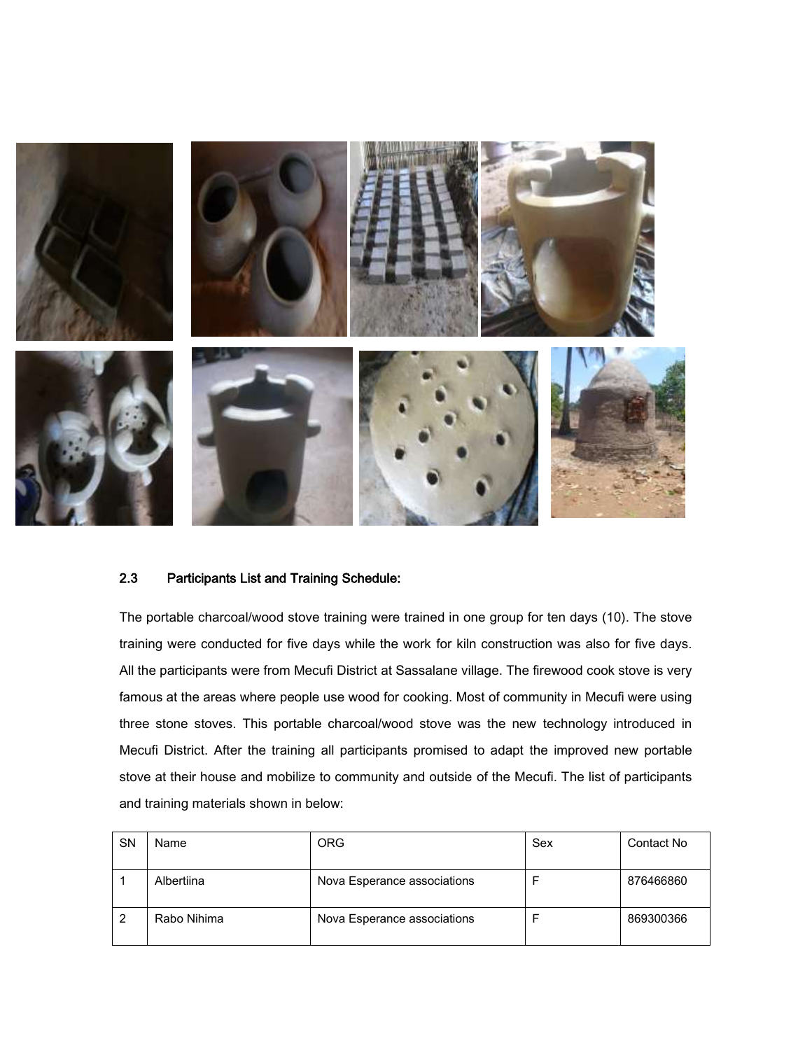## 2.3 Participants List and Training Schedule:

The portable charcoal/wood stove training were trained in one group for ten days (10). The stove training were conducted for five days while the work for kiln construction was also for five days. All the participants were from Mecufi District at Sassalane village. The firewood cook stove is very famous at the areas where people use wood for cooking. Most of community in Mecufi were using three stone stoves. This portable charcoal/wood stove was the new technology introduced in Mecufi District. After the training all participants promised to adapt the improved new portable stove at their house and mobilize to community and outside of the Mecufi. The list of participants and training materials shown in below:

| SN | Name | ORG | Sex | Contact No |
|---|---|---|---|---|
| 1 | Albertiina | Nova Esperance associations | F | 876466860 |
| 2 | Rabo Nihima | Nova Esperance associations | F | 869300366 |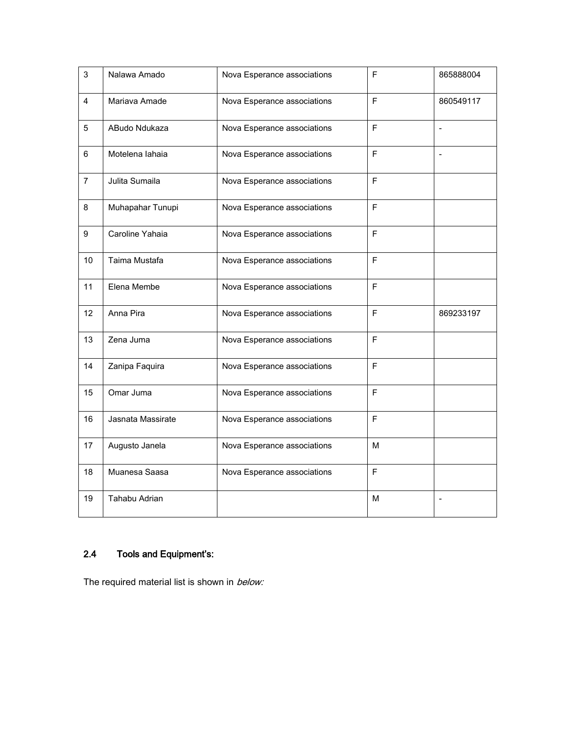| 3 | Nalawa Amado | Nova Esperance associations | F | 865888004 |
|---|---|---|---|---|
| 4 | Mariava Amade | Nova Esperance associations | F | 860549117 |
| 5 | ABudo Ndukaza | Nova Esperance associations | F | - |
| 6 | Motelena Iahaia | Nova Esperance associations | F | - |
| 7 | Julita Sumaila | Nova Esperance associations | F | |
| 8 | Muhapahar Tunupi | Nova Esperance associations | F | |
| 9 | Caroline Yahaia | Nova Esperance associations | F | |
| 10 | Taima Mustafa | Nova Esperance associations | F | |
| 11 | Elena Membe | Nova Esperance associations | F | |
| 12 | Anna Pira | Nova Esperance associations | F | 869233197 |
| 13 | Zena Juma | Nova Esperance associations | F | |
| 14 | Zanipa Faquira | Nova Esperance associations | F | |
| 15 | Omar Juma | Nova Esperance associations | F | |
| 16 | Jasnata Massirate | Nova Esperance associations | F | |
| 17 | Augusto Janela | Nova Esperance associations | M | |
| 18 | Muanesa Saasa | Nova Esperance associations | F | |
| 19 | Tahabu Adrian | | M | - |

## 2.4 Tools and Equipment's:

The required material list is shown in *below:*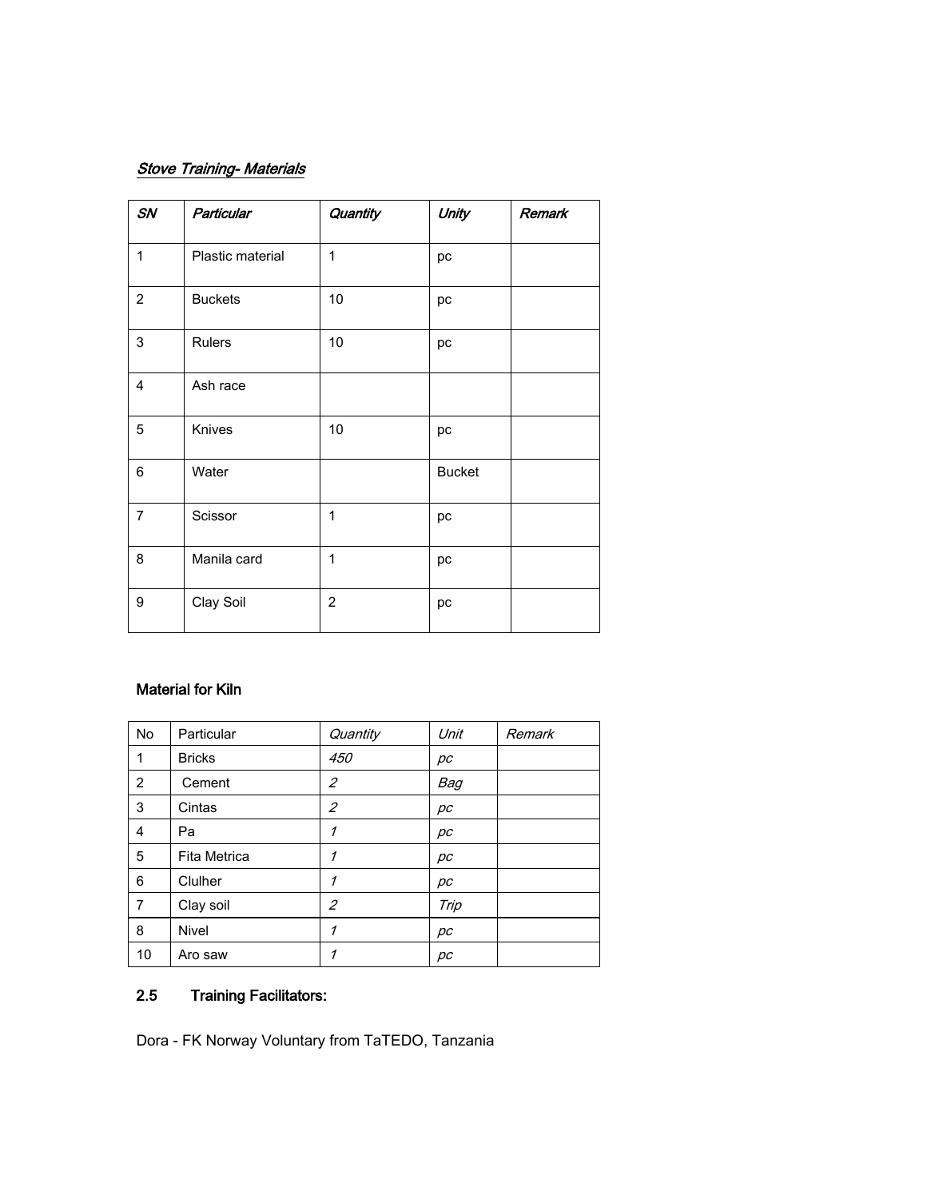***Stove Training- Materials***

| *SN* | *Particular* | *Quantity* | *Unity* | *Remark* |
|---|---|---|---|---|
| 1 | Plastic material | 1 | pc | |
| 2 | Buckets | 10 | pc | |
| 3 | Rulers | 10 | pc | |
| 4 | Ash race | | | |
| 5 | Knives | 10 | pc | |
| 6 | Water | | Bucket | |
| 7 | Scissor | 1 | pc | |
| 8 | Manila card | 1 | pc | |
| 9 | Clay Soil | 2 | pc | |

**Material for Kiln**

| No | Particular | *Quantity* | *Unit* | *Remark* |
|---|---|---|---|---|
| 1 | Bricks | *450* | *pc* | |
| 2 | Cement | *2* | *Bag* | |
| 3 | Cintas | *2* | *pc* | |
| 4 | Pa | *1* | *pc* | |
| 5 | Fita Metrica | *1* | *pc* | |
| 6 | Clulher | *1* | *pc* | |
| 7 | Clay soil | *2* | *Trip* | |
| 8 | Nivel | *1* | *pc* | |
| 10 | Aro saw | *1* | *pc* | |

### 2.5 Training Facilitators:

Dora - FK Norway Voluntary from TaTEDO, Tanzania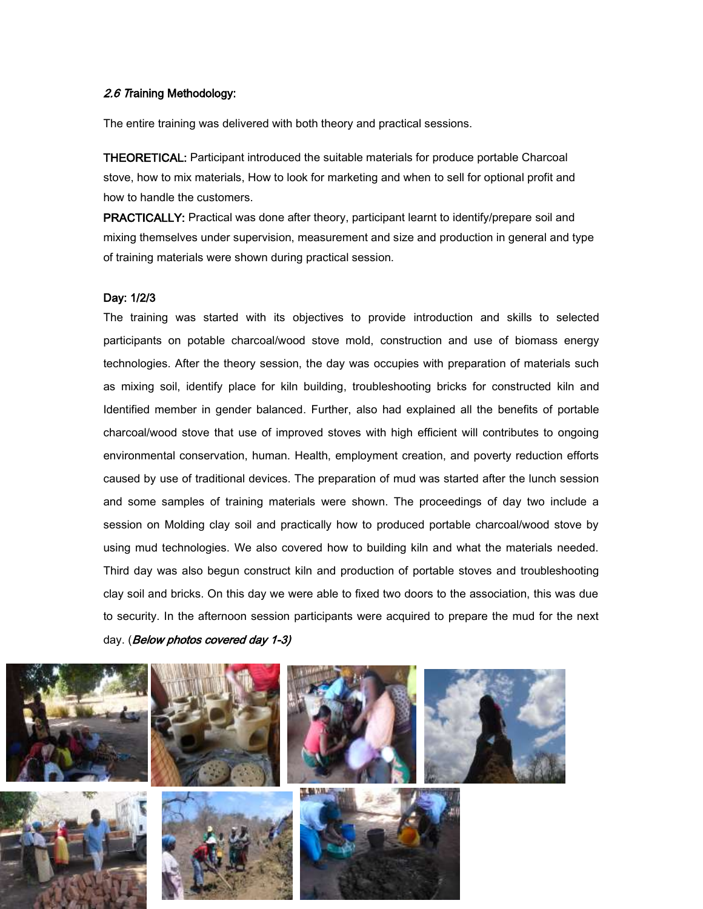### *2.6 T*raining Methodology:

The entire training was delivered with both theory and practical sessions.

**THEORETICAL:** Participant introduced the suitable materials for produce portable Charcoal stove, how to mix materials, How to look for marketing and when to sell for optional profit and how to handle the customers.

**PRACTICALLY:** Practical was done after theory, participant learnt to identify/prepare soil and mixing themselves under supervision, measurement and size and production in general and type of training materials were shown during practical session.

**Day: 1/2/3**

The training was started with its objectives to provide introduction and skills to selected participants on potable charcoal/wood stove mold, construction and use of biomass energy technologies. After the theory session, the day was occupies with preparation of materials such as mixing soil, identify place for kiln building, troubleshooting bricks for constructed kiln and Identified member in gender balanced. Further, also had explained all the benefits of portable charcoal/wood stove that use of improved stoves with high efficient will contributes to ongoing environmental conservation, human. Health, employment creation, and poverty reduction efforts caused by use of traditional devices. The preparation of mud was started after the lunch session and some samples of training materials were shown. The proceedings of day two include a session on Molding clay soil and practically how to produced portable charcoal/wood stove by using mud technologies. We also covered how to building kiln and what the materials needed. Third day was also begun construct kiln and production of portable stoves and troubleshooting clay soil and bricks. On this day we were able to fixed two doors to the association, this was due to security. In the afternoon session participants were acquired to prepare the mud for the next day. (***Below photos covered day 1-3)***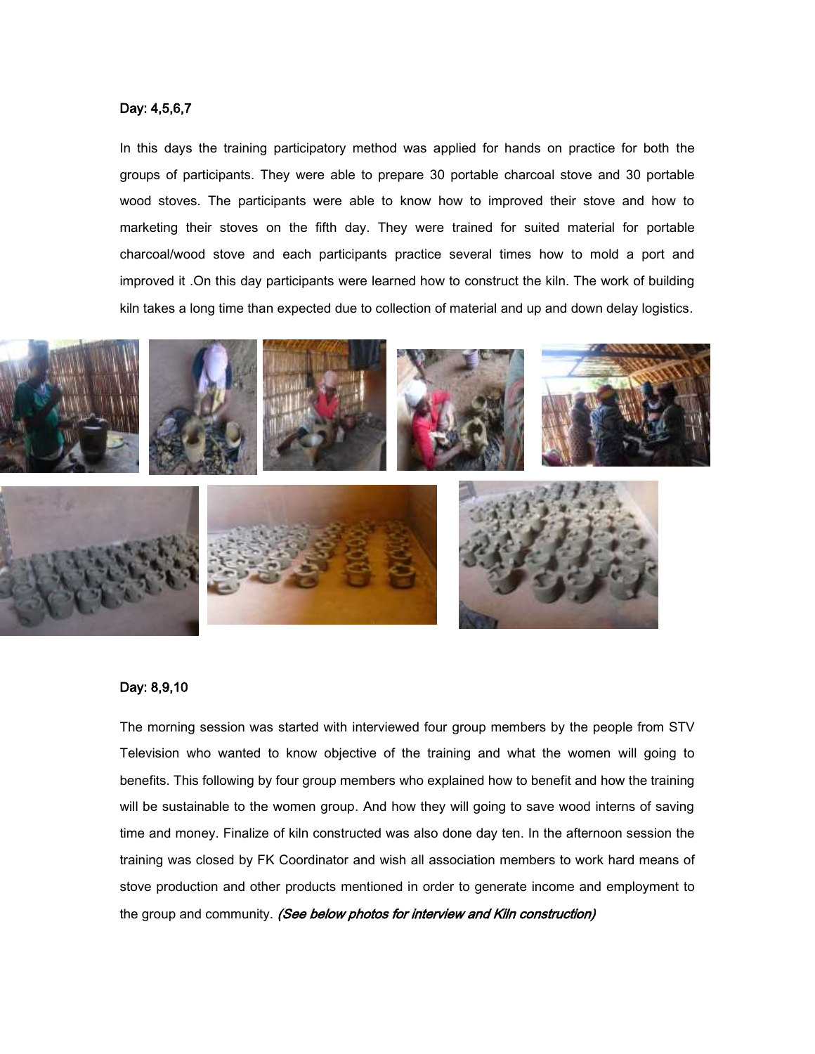**Day: 4,5,6,7**

In this days the training participatory method was applied for hands on practice for both the groups of participants. They were able to prepare 30 portable charcoal stove and 30 portable wood stoves. The participants were able to know how to improved their stove and how to marketing their stoves on the fifth day. They were trained for suited material for portable charcoal/wood stove and each participants practice several times how to mold a port and improved it .On this day participants were learned how to construct the kiln. The work of building kiln takes a long time than expected due to collection of material and up and down delay logistics.

**Day: 8,9,10**

The morning session was started with interviewed four group members by the people from STV Television who wanted to know objective of the training and what the women will going to benefits. This following by four group members who explained how to benefit and how the training will be sustainable to the women group. And how they will going to save wood interns of saving time and money. Finalize of kiln constructed was also done day ten. In the afternoon session the training was closed by FK Coordinator and wish all association members to work hard means of stove production and other products mentioned in order to generate income and employment to the group and community. ***(See below photos for interview and Kiln construction)***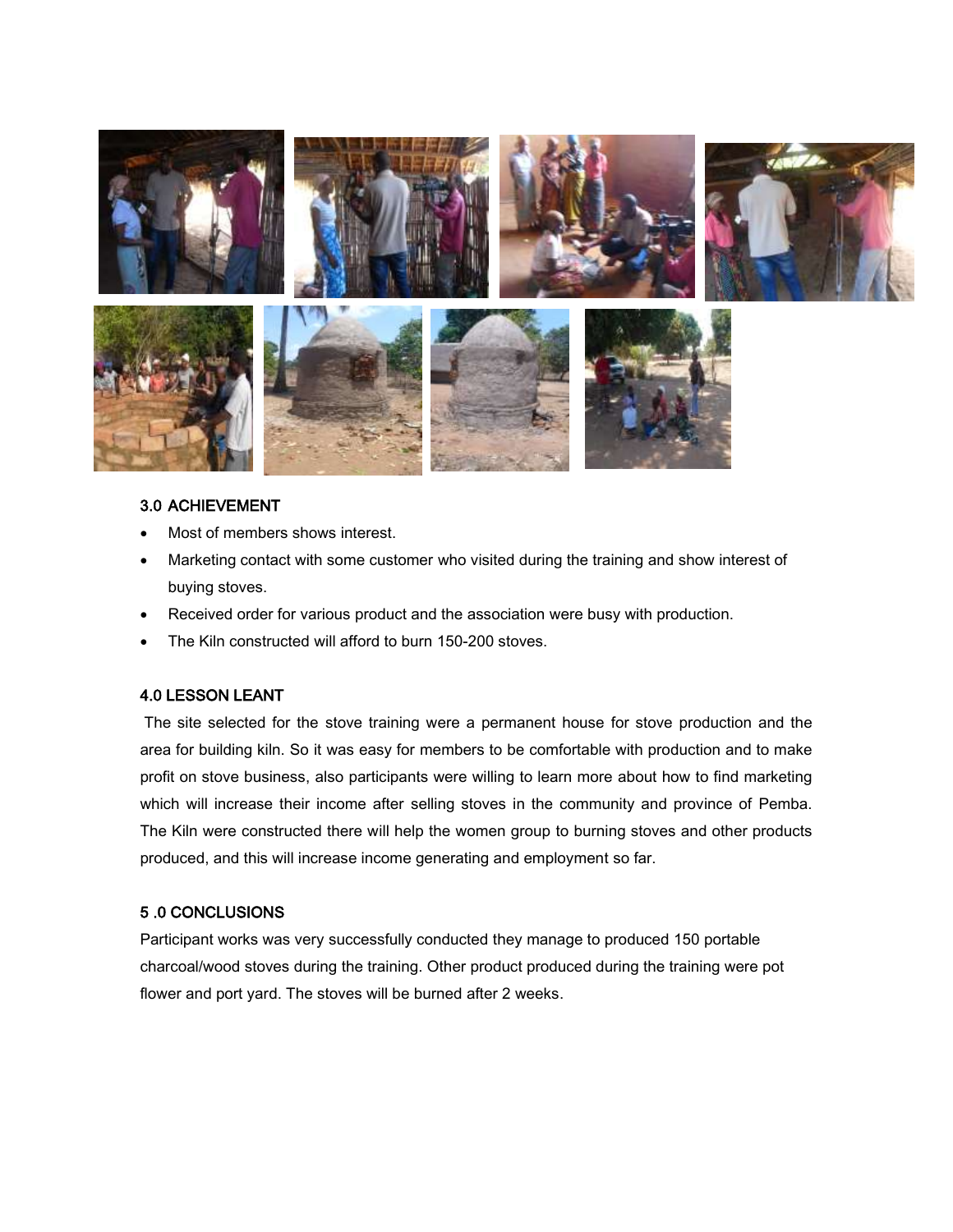## 3.0 ACHIEVEMENT

- Most of members shows interest.
- Marketing contact with some customer who visited during the training and show interest of buying stoves.
- Received order for various product and the association were busy with production.
- The Kiln constructed will afford to burn 150-200 stoves.

## 4.0 LESSON LEANT

The site selected for the stove training were a permanent house for stove production and the area for building kiln. So it was easy for members to be comfortable with production and to make profit on stove business, also participants were willing to learn more about how to find marketing which will increase their income after selling stoves in the community and province of Pemba. The Kiln were constructed there will help the women group to burning stoves and other products produced, and this will increase income generating and employment so far.

## 5 .0 CONCLUSIONS

Participant works was very successfully conducted they manage to produced 150 portable charcoal/wood stoves during the training. Other product produced during the training were pot flower and port yard. The stoves will be burned after 2 weeks.